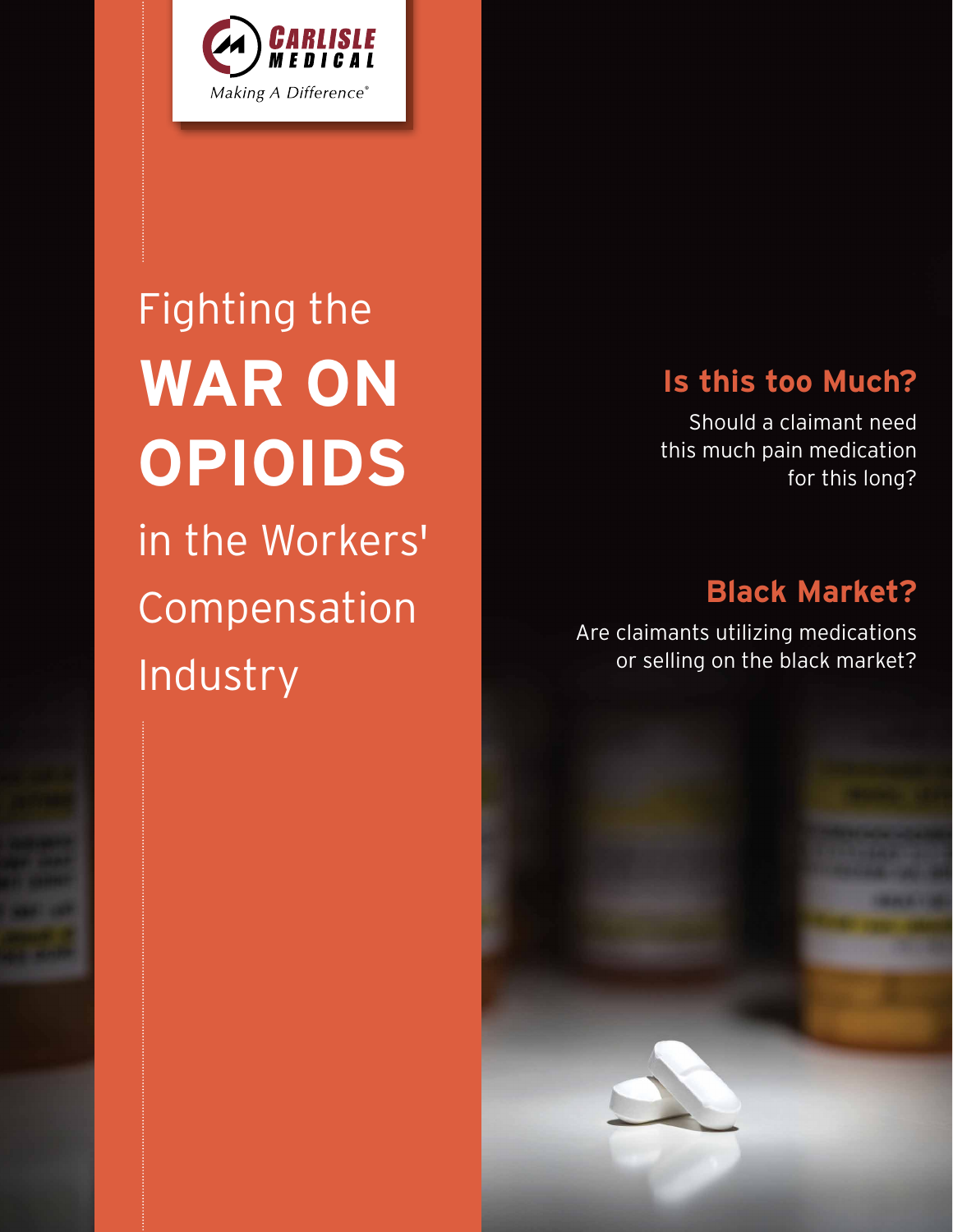CARLISLE MEDICAL

*Making A Difference®*

# Fighting the **WAR ON OPIOIDS** in the Workers' Compensation Industry

## Is this too Much?

Should a claimant need this much pain medication for this long?

## Black Market?

Are claimants utilizing medications or selling on the black market?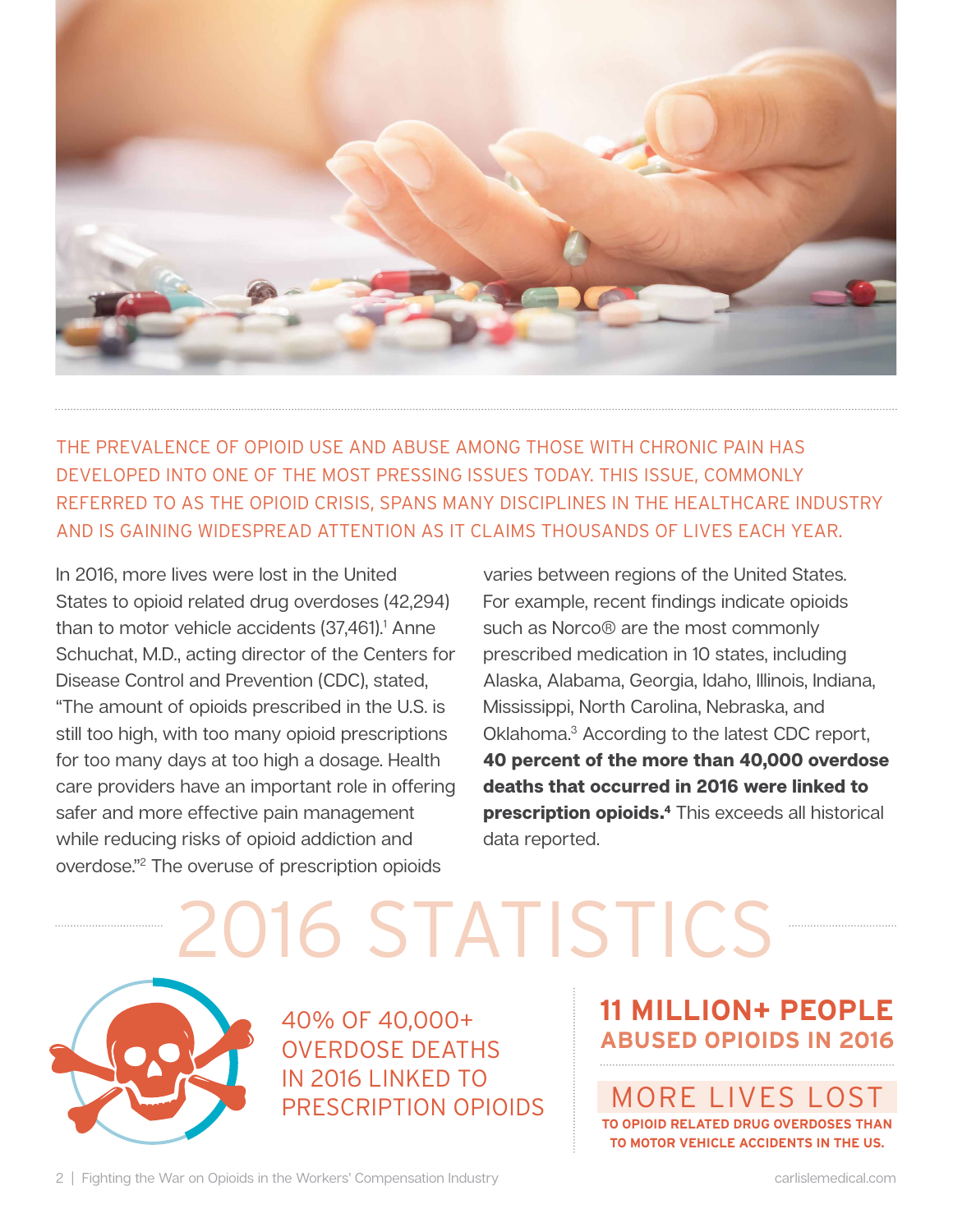THE PREVALENCE OF OPIOID USE AND ABUSE AMONG THOSE WITH CHRONIC PAIN HAS DEVELOPED INTO ONE OF THE MOST PRESSING ISSUES TODAY. THIS ISSUE, COMMONLY REFERRED TO AS THE OPIOID CRISIS, SPANS MANY DISCIPLINES IN THE HEALTHCARE INDUSTRY AND IS GAINING WIDESPREAD ATTENTION AS IT CLAIMS THOUSANDS OF LIVES EACH YEAR.

In 2016, more lives were lost in the United States to opioid related drug overdoses (42,294) than to motor vehicle accidents (37,461).[1] Anne Schuchat, M.D., acting director of the Centers for Disease Control and Prevention (CDC), stated, "The amount of opioids prescribed in the U.S. is still too high, with too many opioid prescriptions for too many days at too high a dosage. Health care providers have an important role in offering safer and more effective pain management while reducing risks of opioid addiction and overdose."[2] The overuse of prescription opioids varies between regions of the United States. For example, recent findings indicate opioids such as Norco® are the most commonly prescribed medication in 10 states, including Alaska, Alabama, Georgia, Idaho, Illinois, Indiana, Mississippi, North Carolina, Nebraska, and Oklahoma.[3] According to the latest CDC report, **40 percent of the more than 40,000 overdose deaths that occurred in 2016 were linked to prescription opioids.[4]** This exceeds all historical data reported.

# 2016 STATISTICS

40% OF 40,000+ OVERDOSE DEATHS IN 2016 LINKED TO PRESCRIPTION OPIOIDS

**11 MILLION+ PEOPLE ABUSED OPIOIDS IN 2016**

MORE LIVES LOST

**TO OPIOID RELATED DRUG OVERDOSES THAN TO MOTOR VEHICLE ACCIDENTS IN THE US.**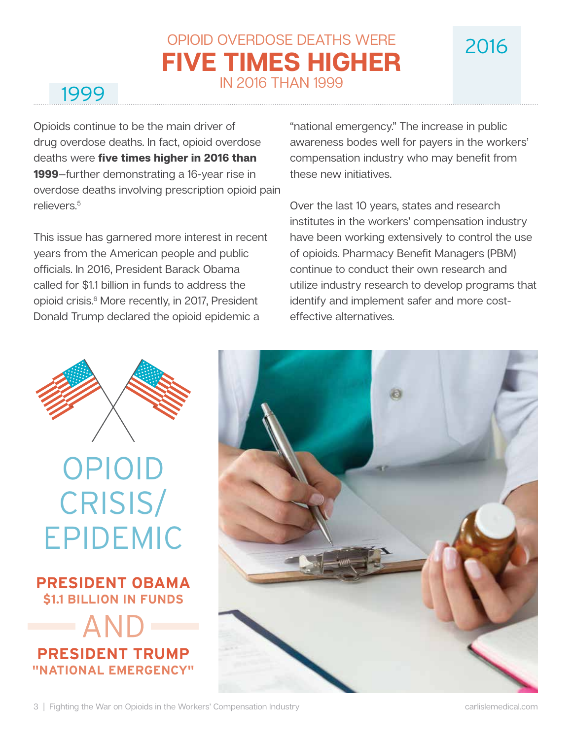1999

# OPIOID OVERDOSE DEATHS WERE FIVE TIMES HIGHER IN 2016 THAN 1999

2016

Opioids continue to be the main driver of drug overdose deaths. In fact, opioid overdose deaths were **five times higher in 2016 than 1999**—further demonstrating a 16-year rise in overdose deaths involving prescription opioid pain relievers.[5]

This issue has garnered more interest in recent years from the American people and public officials. In 2016, President Barack Obama called for $1.1 billion in funds to address the opioid crisis.[6] More recently, in 2017, President Donald Trump declared the opioid epidemic a "national emergency." The increase in public awareness bodes well for payers in the workers' compensation industry who may benefit from these new initiatives.

Over the last 10 years, states and research institutes in the workers' compensation industry have been working extensively to control the use of opioids. Pharmacy Benefit Managers (PBM) continue to conduct their own research and utilize industry research to develop programs that identify and implement safer and more cost-effective alternatives.

## OPIOID CRISIS/ EPIDEMIC

**PRESIDENT OBAMA**
**$1.1 BILLION IN FUNDS**

AND

**PRESIDENT TRUMP**
**"NATIONAL EMERGENCY"**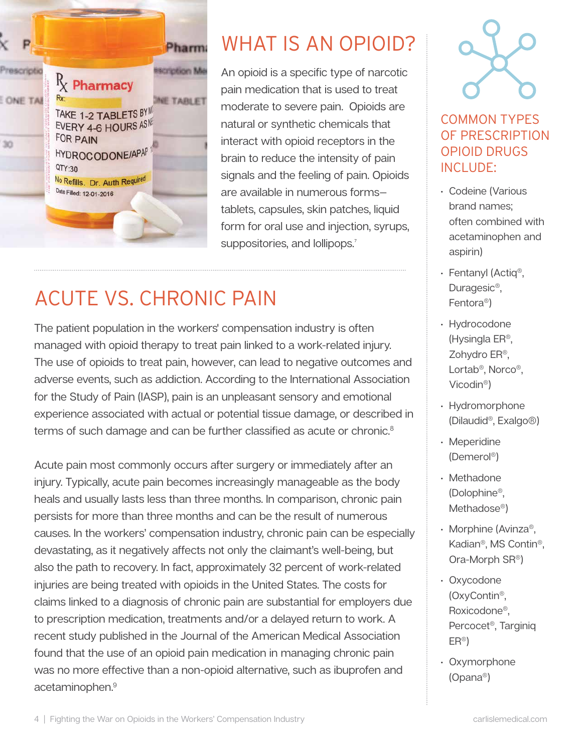## WHAT IS AN OPIOID?

An opioid is a specific type of narcotic pain medication that is used to treat moderate to severe pain. Opioids are natural or synthetic chemicals that interact with opioid receptors in the brain to reduce the intensity of pain signals and the feeling of pain. Opioids are available in numerous forms–tablets, capsules, skin patches, liquid form for oral use and injection, syrups, suppositories, and lollipops.[7]

## ACUTE VS. CHRONIC PAIN

The patient population in the workers' compensation industry is often managed with opioid therapy to treat pain linked to a work-related injury. The use of opioids to treat pain, however, can lead to negative outcomes and adverse events, such as addiction. According to the International Association for the Study of Pain (IASP), pain is an unpleasant sensory and emotional experience associated with actual or potential tissue damage, or described in terms of such damage and can be further classified as acute or chronic.[8]

Acute pain most commonly occurs after surgery or immediately after an injury. Typically, acute pain becomes increasingly manageable as the body heals and usually lasts less than three months. In comparison, chronic pain persists for more than three months and can be the result of numerous causes. In the workers' compensation industry, chronic pain can be especially devastating, as it negatively affects not only the claimant's well-being, but also the path to recovery. In fact, approximately 32 percent of work-related injuries are being treated with opioids in the United States. The costs for claims linked to a diagnosis of chronic pain are substantial for employers due to prescription medication, treatments and/or a delayed return to work. A recent study published in the Journal of the American Medical Association found that the use of an opioid pain medication in managing chronic pain was no more effective than a non-opioid alternative, such as ibuprofen and acetaminophen.[9]

### COMMON TYPES OF PRESCRIPTION OPIOID DRUGS INCLUDE:

- Codeine (Various brand names; often combined with acetaminophen and aspirin)
- Fentanyl (Actiq®, Duragesic®, Fentora®)
- Hydrocodone (Hysingla ER®, Zohydro ER®, Lortab®, Norco®, Vicodin®)
- Hydromorphone (Dilaudid®, Exalgo®)
- Meperidine (Demerol®)
- Methadone (Dolophine®, Methadose®)
- Morphine (Avinza®, Kadian®, MS Contin®, Ora-Morph SR®)
- Oxycodone (OxyContin®, Roxicodone®, Percocet®, Targiniq ER®)
- Oxymorphone (Opana®)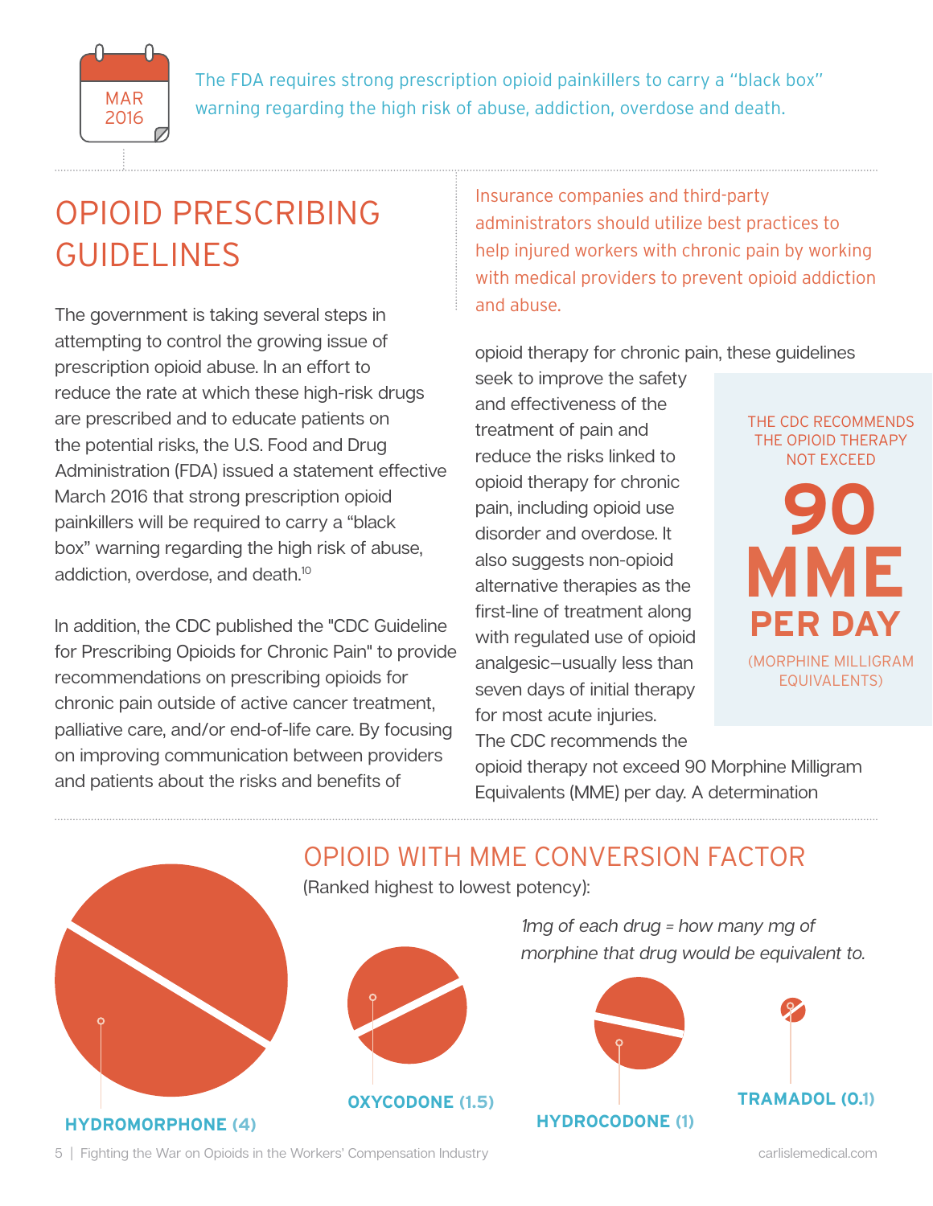MAR 2016

The FDA requires strong prescription opioid painkillers to carry a "black box" warning regarding the high risk of abuse, addiction, overdose and death.

# OPIOID PRESCRIBING GUIDELINES

The government is taking several steps in attempting to control the growing issue of prescription opioid abuse. In an effort to reduce the rate at which these high-risk drugs are prescribed and to educate patients on the potential risks, the U.S. Food and Drug Administration (FDA) issued a statement effective March 2016 that strong prescription opioid painkillers will be required to carry a "black box" warning regarding the high risk of abuse, addiction, overdose, and death.[10]

In addition, the CDC published the "CDC Guideline for Prescribing Opioids for Chronic Pain" to provide recommendations on prescribing opioids for chronic pain outside of active cancer treatment, palliative care, and/or end-of-life care. By focusing on improving communication between providers and patients about the risks and benefits of opioid therapy for chronic pain, these guidelines seek to improve the safety and effectiveness of the treatment of pain and reduce the risks linked to opioid therapy for chronic pain, including opioid use disorder and overdose. It also suggests non-opioid alternative therapies as the first-line of treatment along with regulated use of opioid analgesic—usually less than seven days of initial therapy for most acute injuries. The CDC recommends the opioid therapy not exceed 90 Morphine Milligram Equivalents (MME) per day. A determination

Insurance companies and third-party administrators should utilize best practices to help injured workers with chronic pain by working with medical providers to prevent opioid addiction and abuse.

THE CDC RECOMMENDS THE OPIOID THERAPY NOT EXCEED

**90 MME PER DAY**

(MORPHINE MILLIGRAM EQUIVALENTS)

## OPIOID WITH MME CONVERSION FACTOR

(Ranked highest to lowest potency):

*1mg of each drug = how many mg of morphine that drug would be equivalent to.*

**HYDROMORPHONE (4)**

**OXYCODONE (1.5)**

**HYDROCODONE (1)**

**TRAMADOL (0.1)**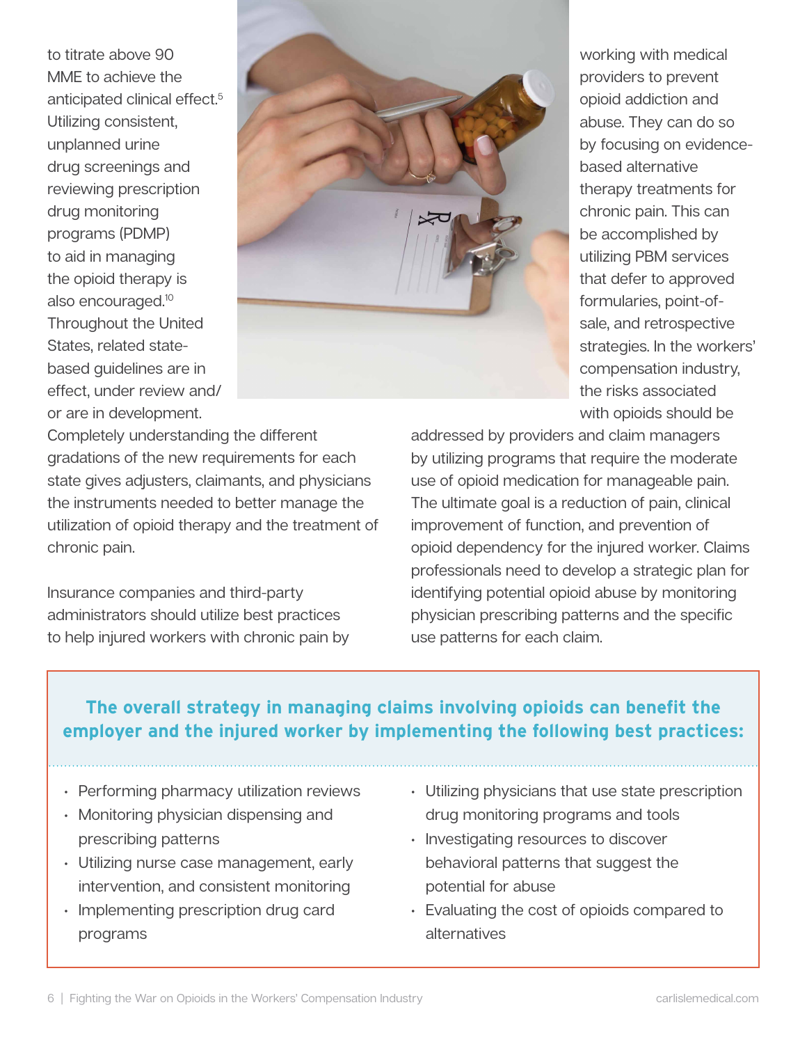to titrate above 90 MME to achieve the anticipated clinical effect.[5] Utilizing consistent, unplanned urine drug screenings and reviewing prescription drug monitoring programs (PDMP) to aid in managing the opioid therapy is also encouraged.[10] Throughout the United States, related state-based guidelines are in effect, under review and/or are in development. Completely understanding the different gradations of the new requirements for each state gives adjusters, claimants, and physicians the instruments needed to better manage the utilization of opioid therapy and the treatment of chronic pain.

Insurance companies and third-party administrators should utilize best practices to help injured workers with chronic pain by working with medical providers to prevent opioid addiction and abuse. They can do so by focusing on evidence-based alternative therapy treatments for chronic pain. This can be accomplished by utilizing PBM services that defer to approved formularies, point-of-sale, and retrospective strategies. In the workers' compensation industry, the risks associated with opioids should be addressed by providers and claim managers by utilizing programs that require the moderate use of opioid medication for manageable pain. The ultimate goal is a reduction of pain, clinical improvement of function, and prevention of opioid dependency for the injured worker. Claims professionals need to develop a strategic plan for identifying potential opioid abuse by monitoring physician prescribing patterns and the specific use patterns for each claim.

**The overall strategy in managing claims involving opioids can benefit the employer and the injured worker by implementing the following best practices:**

- Performing pharmacy utilization reviews
- Monitoring physician dispensing and prescribing patterns
- Utilizing nurse case management, early intervention, and consistent monitoring
- Implementing prescription drug card programs
- Utilizing physicians that use state prescription drug monitoring programs and tools
- Investigating resources to discover behavioral patterns that suggest the potential for abuse
- Evaluating the cost of opioids compared to alternatives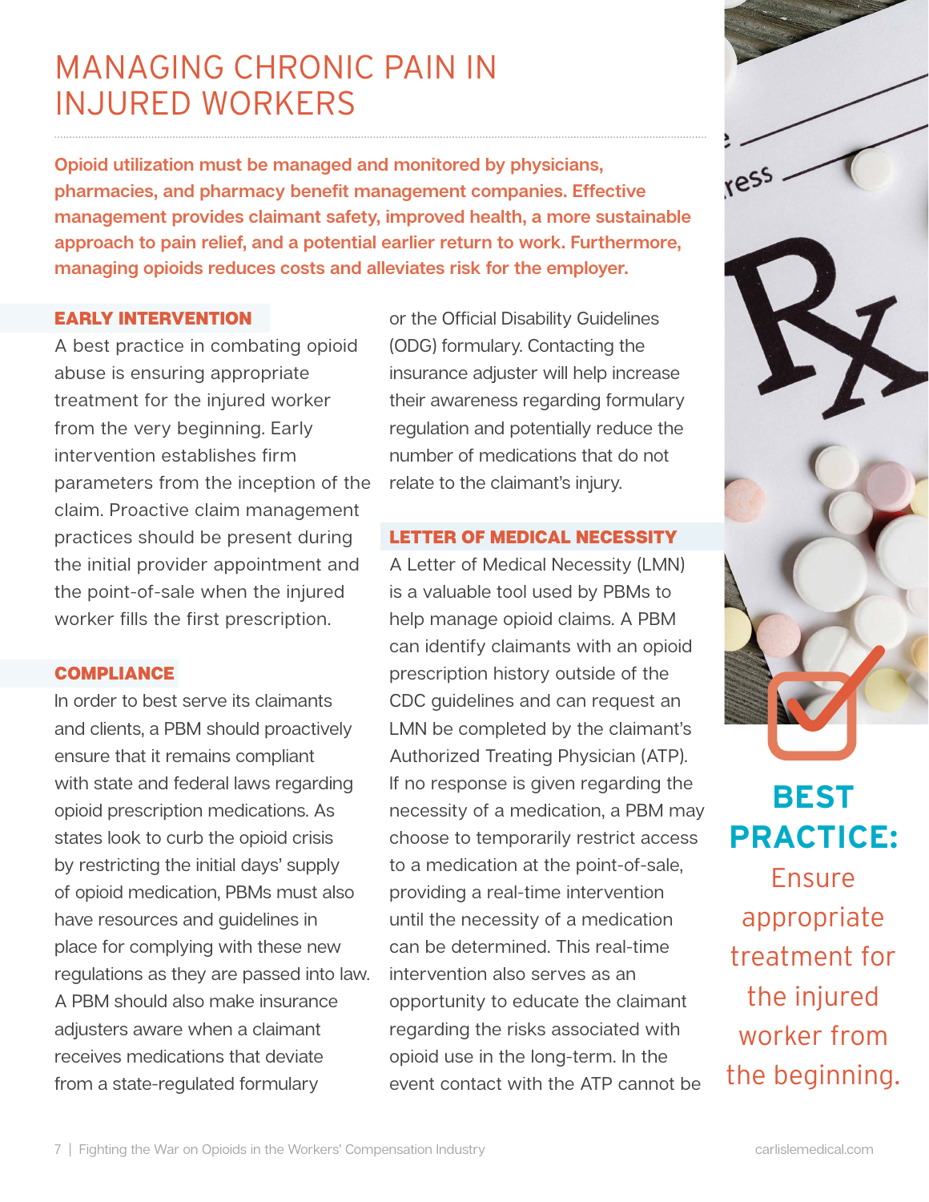# MANAGING CHRONIC PAIN IN INJURED WORKERS

**Opioid utilization must be managed and monitored by physicians, pharmacies, and pharmacy benefit management companies. Effective management provides claimant safety, improved health, a more sustainable approach to pain relief, and a potential earlier return to work. Furthermore, managing opioids reduces costs and alleviates risk for the employer.**

### EARLY INTERVENTION

A best practice in combating opioid abuse is ensuring appropriate treatment for the injured worker from the very beginning. Early intervention establishes firm parameters from the inception of the claim. Proactive claim management practices should be present during the initial provider appointment and the point-of-sale when the injured worker fills the first prescription.

### COMPLIANCE

In order to best serve its claimants and clients, a PBM should proactively ensure that it remains compliant with state and federal laws regarding opioid prescription medications. As states look to curb the opioid crisis by restricting the initial days' supply of opioid medication, PBMs must also have resources and guidelines in place for complying with these new regulations as they are passed into law. A PBM should also make insurance adjusters aware when a claimant receives medications that deviate from a state-regulated formulary or the Official Disability Guidelines (ODG) formulary. Contacting the insurance adjuster will help increase their awareness regarding formulary regulation and potentially reduce the number of medications that do not relate to the claimant's injury.

### LETTER OF MEDICAL NECESSITY

A Letter of Medical Necessity (LMN) is a valuable tool used by PBMs to help manage opioid claims. A PBM can identify claimants with an opioid prescription history outside of the CDC guidelines and can request an LMN be completed by the claimant's Authorized Treating Physician (ATP). If no response is given regarding the necessity of a medication, a PBM may choose to temporarily restrict access to a medication at the point-of-sale, providing a real-time intervention until the necessity of a medication can be determined. This real-time intervention also serves as an opportunity to educate the claimant regarding the risks associated with opioid use in the long-term. In the event contact with the ATP cannot be

**BEST PRACTICE:** Ensure appropriate treatment for the injured worker from the beginning.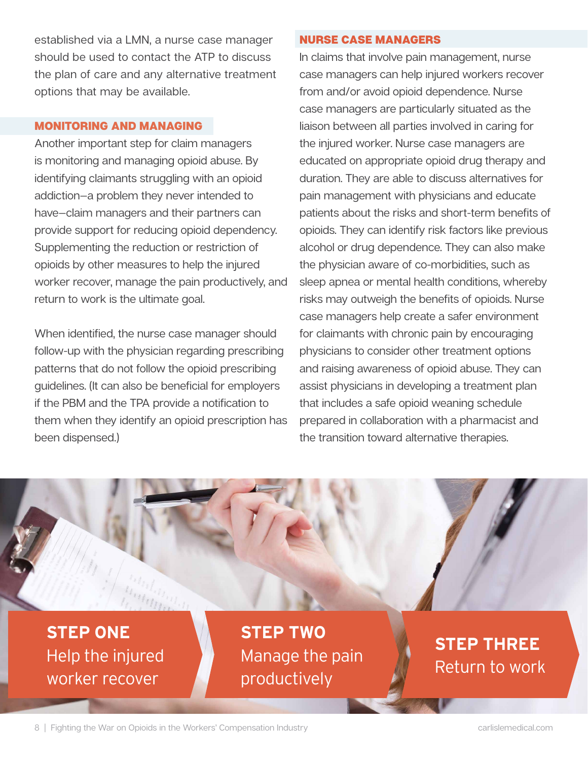established via a LMN, a nurse case manager should be used to contact the ATP to discuss the plan of care and any alternative treatment options that may be available.

## MONITORING AND MANAGING

Another important step for claim managers is monitoring and managing opioid abuse. By identifying claimants struggling with an opioid addiction—a problem they never intended to have—claim managers and their partners can provide support for reducing opioid dependency. Supplementing the reduction or restriction of opioids by other measures to help the injured worker recover, manage the pain productively, and return to work is the ultimate goal.

When identified, the nurse case manager should follow-up with the physician regarding prescribing patterns that do not follow the opioid prescribing guidelines. (It can also be beneficial for employers if the PBM and the TPA provide a notification to them when they identify an opioid prescription has been dispensed.)

## NURSE CASE MANAGERS

In claims that involve pain management, nurse case managers can help injured workers recover from and/or avoid opioid dependence. Nurse case managers are particularly situated as the liaison between all parties involved in caring for the injured worker. Nurse case managers are educated on appropriate opioid drug therapy and duration. They are able to discuss alternatives for pain management with physicians and educate patients about the risks and short-term benefits of opioids. They can identify risk factors like previous alcohol or drug dependence. They can also make the physician aware of co-morbidities, such as sleep apnea or mental health conditions, whereby risks may outweigh the benefits of opioids. Nurse case managers help create a safer environment for claimants with chronic pain by encouraging physicians to consider other treatment options and raising awareness of opioid abuse. They can assist physicians in developing a treatment plan that includes a safe opioid weaning schedule prepared in collaboration with a pharmacist and the transition toward alternative therapies.

**STEP ONE**
Help the injured worker recover

**STEP TWO**
Manage the pain productively

**STEP THREE**
Return to work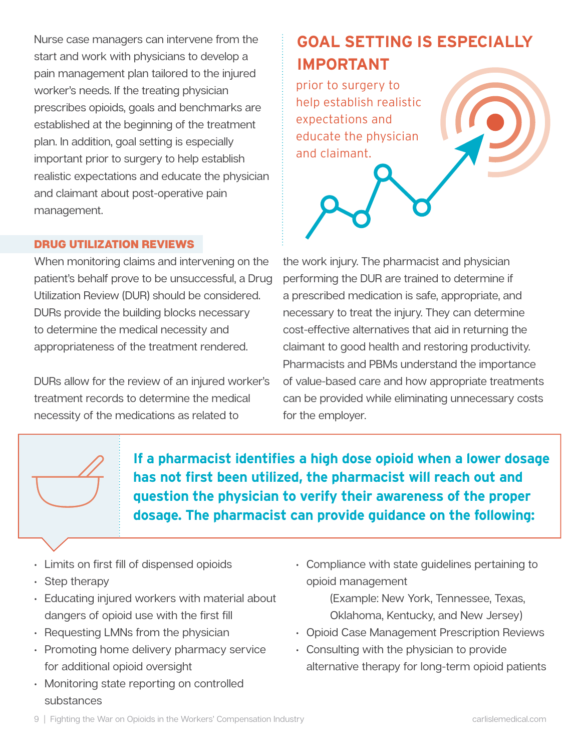Nurse case managers can intervene from the start and work with physicians to develop a pain management plan tailored to the injured worker's needs. If the treating physician prescribes opioids, goals and benchmarks are established at the beginning of the treatment plan. In addition, goal setting is especially important prior to surgery to help establish realistic expectations and educate the physician and claimant about post-operative pain management.

## GOAL SETTING IS ESPECIALLY IMPORTANT

prior to surgery to help establish realistic expectations and educate the physician and claimant.

### DRUG UTILIZATION REVIEWS

When monitoring claims and intervening on the patient's behalf prove to be unsuccessful, a Drug Utilization Review (DUR) should be considered. DURs provide the building blocks necessary to determine the medical necessity and appropriateness of the treatment rendered.

DURs allow for the review of an injured worker's treatment records to determine the medical necessity of the medications as related to the work injury. The pharmacist and physician performing the DUR are trained to determine if a prescribed medication is safe, appropriate, and necessary to treat the injury. They can determine cost-effective alternatives that aid in returning the claimant to good health and restoring productivity. Pharmacists and PBMs understand the importance of value-based care and how appropriate treatments can be provided while eliminating unnecessary costs for the employer.

**If a pharmacist identifies a high dose opioid when a lower dosage has not first been utilized, the pharmacist will reach out and question the physician to verify their awareness of the proper dosage. The pharmacist can provide guidance on the following:**

- Limits on first fill of dispensed opioids
- Step therapy
- Educating injured workers with material about dangers of opioid use with the first fill
- Requesting LMNs from the physician
- Promoting home delivery pharmacy service for additional opioid oversight
- Monitoring state reporting on controlled substances
- Compliance with state guidelines pertaining to opioid management
  (Example: New York, Tennessee, Texas, Oklahoma, Kentucky, and New Jersey)
- Opioid Case Management Prescription Reviews
- Consulting with the physician to provide alternative therapy for long-term opioid patients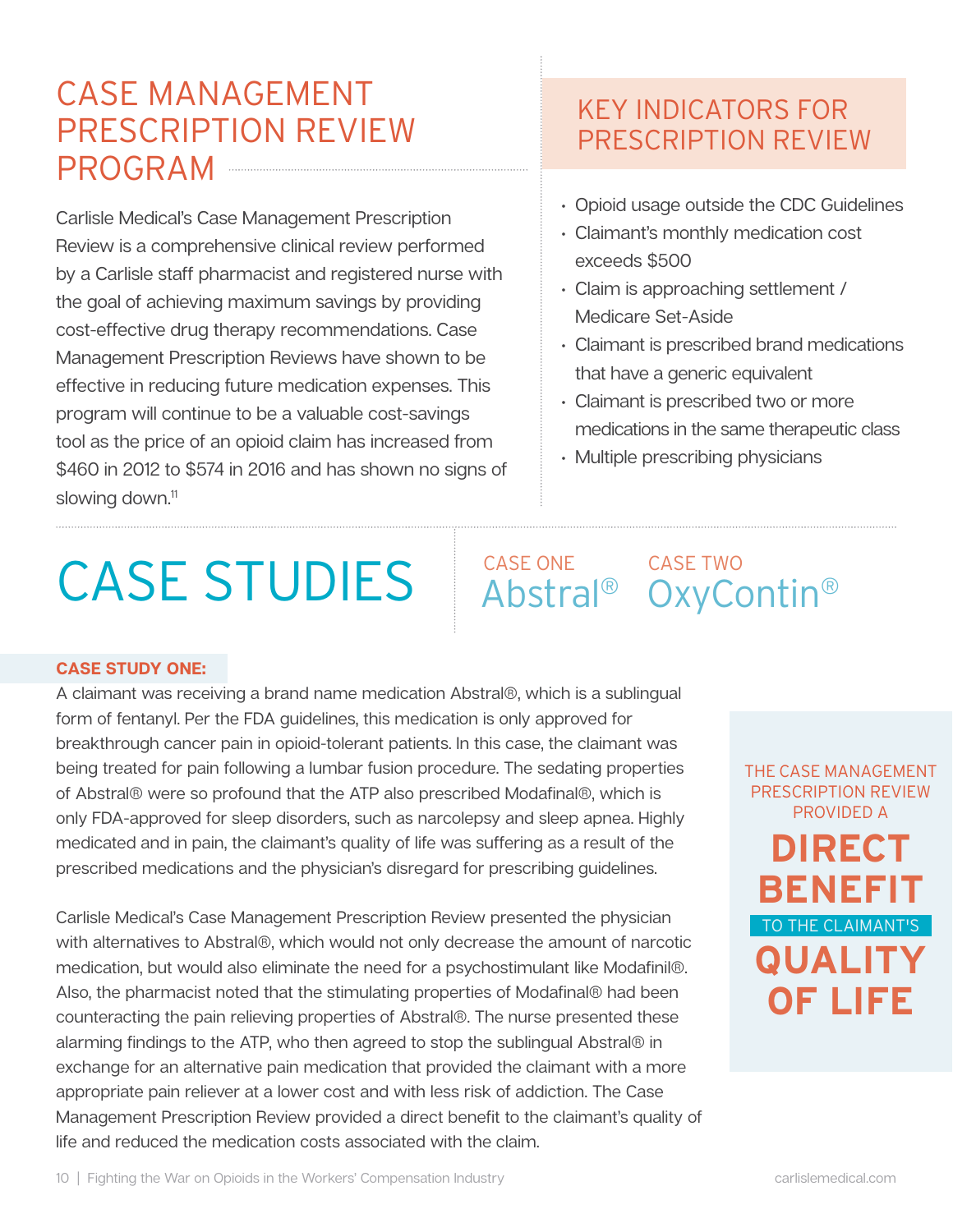# CASE MANAGEMENT PRESCRIPTION REVIEW PROGRAM

Carlisle Medical's Case Management Prescription Review is a comprehensive clinical review performed by a Carlisle staff pharmacist and registered nurse with the goal of achieving maximum savings by providing cost-effective drug therapy recommendations. Case Management Prescription Reviews have shown to be effective in reducing future medication expenses. This program will continue to be a valuable cost-savings tool as the price of an opioid claim has increased from $460 in 2012 to $574 in 2016 and has shown no signs of slowing down.[11]

## KEY INDICATORS FOR PRESCRIPTION REVIEW

- Opioid usage outside the CDC Guidelines
- Claimant's monthly medication cost exceeds $500
- Claim is approaching settlement / Medicare Set-Aside
- Claimant is prescribed brand medications that have a generic equivalent
- Claimant is prescribed two or more medications in the same therapeutic class
- Multiple prescribing physicians

# CASE STUDIES

CASE ONE
Abstral®

CASE TWO
OxyContin®

**CASE STUDY ONE:**

A claimant was receiving a brand name medication Abstral®, which is a sublingual form of fentanyl. Per the FDA guidelines, this medication is only approved for breakthrough cancer pain in opioid-tolerant patients. In this case, the claimant was being treated for pain following a lumbar fusion procedure. The sedating properties of Abstral® were so profound that the ATP also prescribed Modafinal®, which is only FDA-approved for sleep disorders, such as narcolepsy and sleep apnea. Highly medicated and in pain, the claimant's quality of life was suffering as a result of the prescribed medications and the physician's disregard for prescribing guidelines.

Carlisle Medical's Case Management Prescription Review presented the physician with alternatives to Abstral®, which would not only decrease the amount of narcotic medication, but would also eliminate the need for a psychostimulant like Modafinil®. Also, the pharmacist noted that the stimulating properties of Modafinal® had been counteracting the pain relieving properties of Abstral®. The nurse presented these alarming findings to the ATP, who then agreed to stop the sublingual Abstral® in exchange for an alternative pain medication that provided the claimant with a more appropriate pain reliever at a lower cost and with less risk of addiction. The Case Management Prescription Review provided a direct benefit to the claimant's quality of life and reduced the medication costs associated with the claim.

THE CASE MANAGEMENT PRESCRIPTION REVIEW PROVIDED A **DIRECT BENEFIT** TO THE CLAIMANT'S **QUALITY OF LIFE**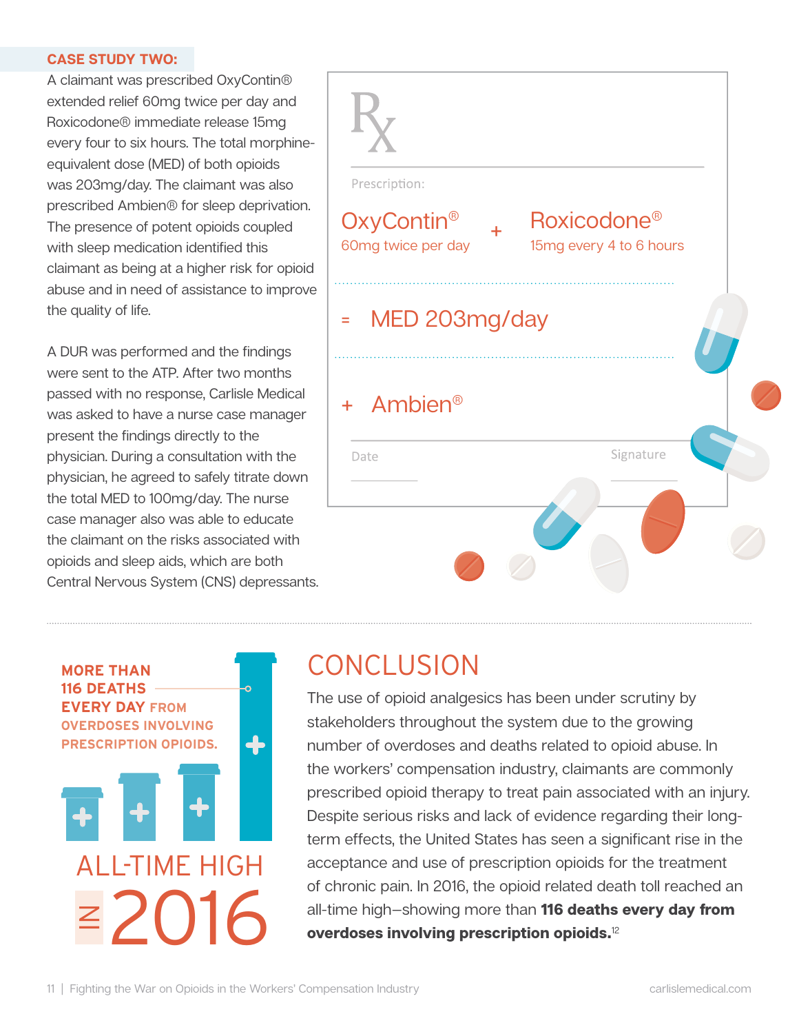### CASE STUDY TWO:

A claimant was prescribed OxyContin® extended relief 60mg twice per day and Roxicodone® immediate release 15mg every four to six hours. The total morphine-equivalent dose (MED) of both opioids was 203mg/day. The claimant was also prescribed Ambien® for sleep deprivation. The presence of potent opioids coupled with sleep medication identified this claimant as being at a higher risk for opioid abuse and in need of assistance to improve the quality of life.

A DUR was performed and the findings were sent to the ATP. After two months passed with no response, Carlisle Medical was asked to have a nurse case manager present the findings directly to the physician. During a consultation with the physician, he agreed to safely titrate down the total MED to 100mg/day. The nurse case manager also was able to educate the claimant on the risks associated with opioids and sleep aids, which are both Central Nervous System (CNS) depressants.

Rx

Prescription:

OxyContin® 60mg twice per day + Roxicodone® 15mg every 4 to 6 hours

= MED 203mg/day

+ Ambien®

Date

Signature

**MORE THAN 116 DEATHS EVERY DAY** FROM OVERDOSES INVOLVING PRESCRIPTION OPIOIDS.

ALL-TIME HIGH IN 2016

## CONCLUSION

The use of opioid analgesics has been under scrutiny by stakeholders throughout the system due to the growing number of overdoses and deaths related to opioid abuse. In the workers' compensation industry, claimants are commonly prescribed opioid therapy to treat pain associated with an injury. Despite serious risks and lack of evidence regarding their long-term effects, the United States has seen a significant rise in the acceptance and use of prescription opioids for the treatment of chronic pain. In 2016, the opioid related death toll reached an all-time high—showing more than **116 deaths every day from overdoses involving prescription opioids.**[12]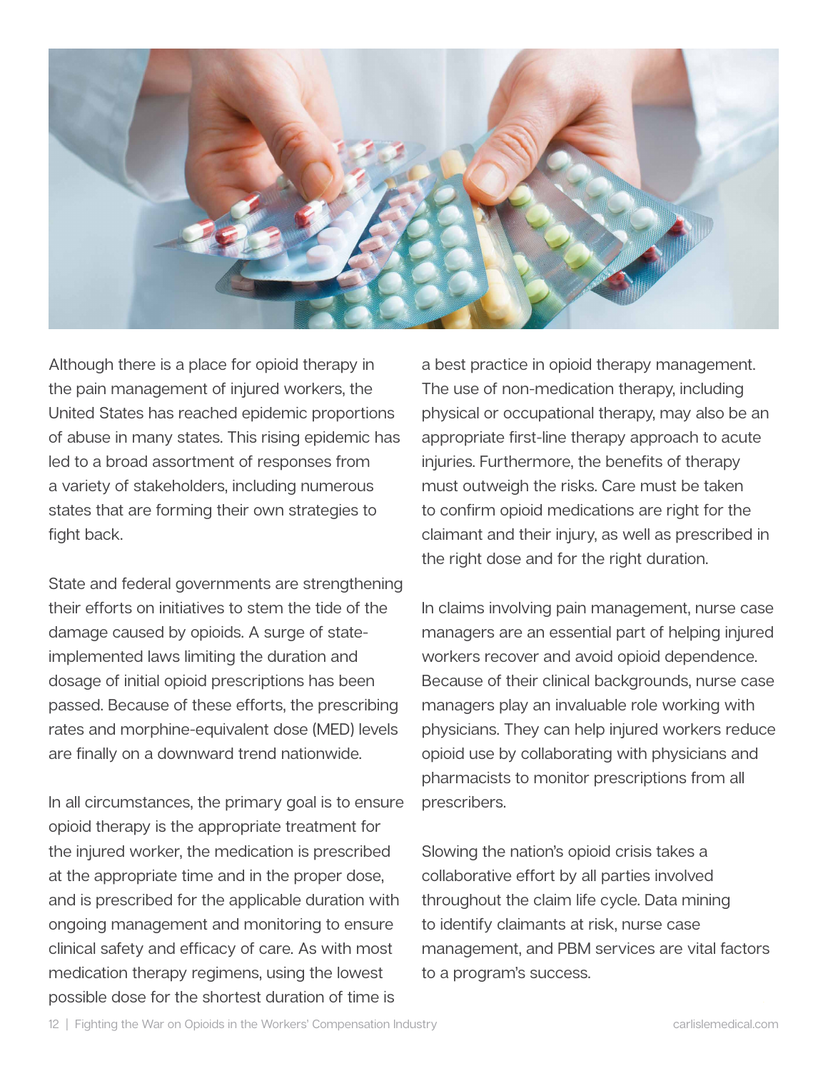Although there is a place for opioid therapy in the pain management of injured workers, the United States has reached epidemic proportions of abuse in many states. This rising epidemic has led to a broad assortment of responses from a variety of stakeholders, including numerous states that are forming their own strategies to fight back.

State and federal governments are strengthening their efforts on initiatives to stem the tide of the damage caused by opioids. A surge of state-implemented laws limiting the duration and dosage of initial opioid prescriptions has been passed. Because of these efforts, the prescribing rates and morphine-equivalent dose (MED) levels are finally on a downward trend nationwide.

In all circumstances, the primary goal is to ensure opioid therapy is the appropriate treatment for the injured worker, the medication is prescribed at the appropriate time and in the proper dose, and is prescribed for the applicable duration with ongoing management and monitoring to ensure clinical safety and efficacy of care. As with most medication therapy regimens, using the lowest possible dose for the shortest duration of time is a best practice in opioid therapy management. The use of non-medication therapy, including physical or occupational therapy, may also be an appropriate first-line therapy approach to acute injuries. Furthermore, the benefits of therapy must outweigh the risks. Care must be taken to confirm opioid medications are right for the claimant and their injury, as well as prescribed in the right dose and for the right duration.

In claims involving pain management, nurse case managers are an essential part of helping injured workers recover and avoid opioid dependence. Because of their clinical backgrounds, nurse case managers play an invaluable role working with physicians. They can help injured workers reduce opioid use by collaborating with physicians and pharmacists to monitor prescriptions from all prescribers.

Slowing the nation's opioid crisis takes a collaborative effort by all parties involved throughout the claim life cycle. Data mining to identify claimants at risk, nurse case management, and PBM services are vital factors to a program's success.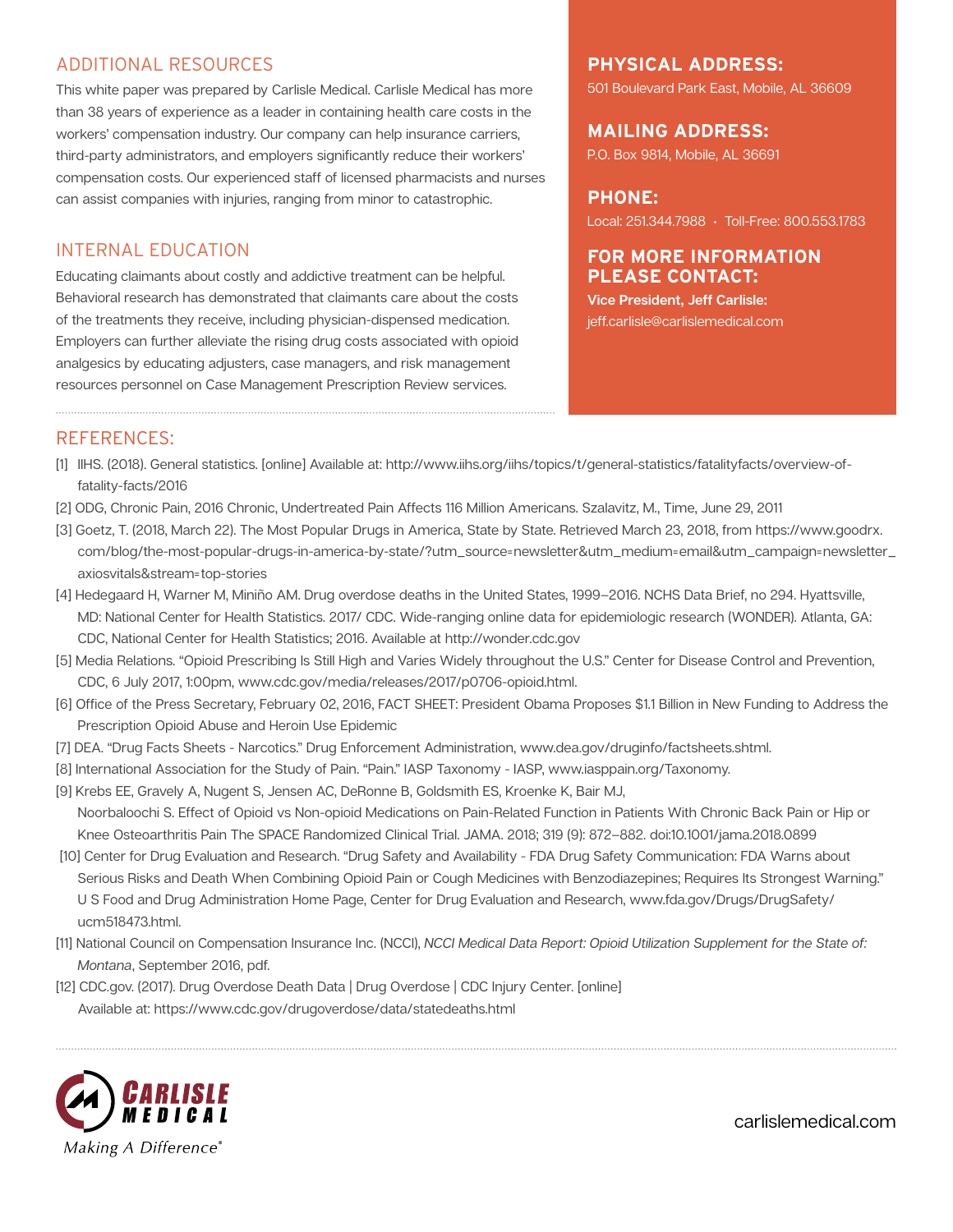## ADDITIONAL RESOURCES

This white paper was prepared by Carlisle Medical. Carlisle Medical has more than 38 years of experience as a leader in containing health care costs in the workers' compensation industry. Our company can help insurance carriers, third-party administrators, and employers significantly reduce their workers' compensation costs. Our experienced staff of licensed pharmacists and nurses can assist companies with injuries, ranging from minor to catastrophic.

## INTERNAL EDUCATION

Educating claimants about costly and addictive treatment can be helpful. Behavioral research has demonstrated that claimants care about the costs of the treatments they receive, including physician-dispensed medication. Employers can further alleviate the rising drug costs associated with opioid analgesics by educating adjusters, case managers, and risk management resources personnel on Case Management Prescription Review services.

### PHYSICAL ADDRESS:

501 Boulevard Park East, Mobile, AL 36609

### MAILING ADDRESS:

P.O. Box 9814, Mobile, AL 36691

### PHONE:

Local: 251.344.7988 · Toll-Free: 800.553.1783

### FOR MORE INFORMATION PLEASE CONTACT:

**Vice President, Jeff Carlisle:**
jeff.carlisle@carlislemedical.com

## REFERENCES:

[1] IIHS. (2018). General statistics. [online] Available at: http://www.iihs.org/iihs/topics/t/general-statistics/fatalityfacts/overview-of-fatality-facts/2016

[2] ODG, Chronic Pain, 2016 Chronic, Undertreated Pain Affects 116 Million Americans. Szalavitz, M., Time, June 29, 2011

[3] Goetz, T. (2018, March 22). The Most Popular Drugs in America, State by State. Retrieved March 23, 2018, from https://www.goodrx.com/blog/the-most-popular-drugs-in-america-by-state/?utm_source=newsletter&utm_medium=email&utm_campaign=newsletter_axiosvitals&stream=top-stories

[4] Hedegaard H, Warner M, Miniño AM. Drug overdose deaths in the United States, 1999–2016. NCHS Data Brief, no 294. Hyattsville, MD: National Center for Health Statistics. 2017/ CDC. Wide-ranging online data for epidemiologic research (WONDER). Atlanta, GA: CDC, National Center for Health Statistics; 2016. Available at http://wonder.cdc.gov

[5] Media Relations. "Opioid Prescribing Is Still High and Varies Widely throughout the U.S." Center for Disease Control and Prevention, CDC, 6 July 2017, 1:00pm, www.cdc.gov/media/releases/2017/p0706-opioid.html.

[6] Office of the Press Secretary, February 02, 2016, FACT SHEET: President Obama Proposes $1.1 Billion in New Funding to Address the Prescription Opioid Abuse and Heroin Use Epidemic

[7] DEA. "Drug Facts Sheets - Narcotics." Drug Enforcement Administration, www.dea.gov/druginfo/factsheets.shtml.

[8] International Association for the Study of Pain. "Pain." IASP Taxonomy - IASP, www.iasppain.org/Taxonomy.

[9] Krebs EE, Gravely A, Nugent S, Jensen AC, DeRonne B, Goldsmith ES, Kroenke K, Bair MJ, Noorbaloochi S. Effect of Opioid vs Non-opioid Medications on Pain-Related Function in Patients With Chronic Back Pain or Hip or Knee Osteoarthritis Pain The SPACE Randomized Clinical Trial. JAMA. 2018; 319 (9): 872–882. doi:10.1001/jama.2018.0899

[10] Center for Drug Evaluation and Research. "Drug Safety and Availability - FDA Drug Safety Communication: FDA Warns about Serious Risks and Death When Combining Opioid Pain or Cough Medicines with Benzodiazepines; Requires Its Strongest Warning." U S Food and Drug Administration Home Page, Center for Drug Evaluation and Research, www.fda.gov/Drugs/DrugSafety/ucm518473.html.

[11] National Council on Compensation Insurance Inc. (NCCI), *NCCI Medical Data Report: Opioid Utilization Supplement for the State of: Montana*, September 2016, pdf.

[12] CDC.gov. (2017). Drug Overdose Death Data | Drug Overdose | CDC Injury Center. [online] Available at: https://www.cdc.gov/drugoverdose/data/statedeaths.html

CARLISLE MEDICAL
Making A Difference®

carlislemedical.com